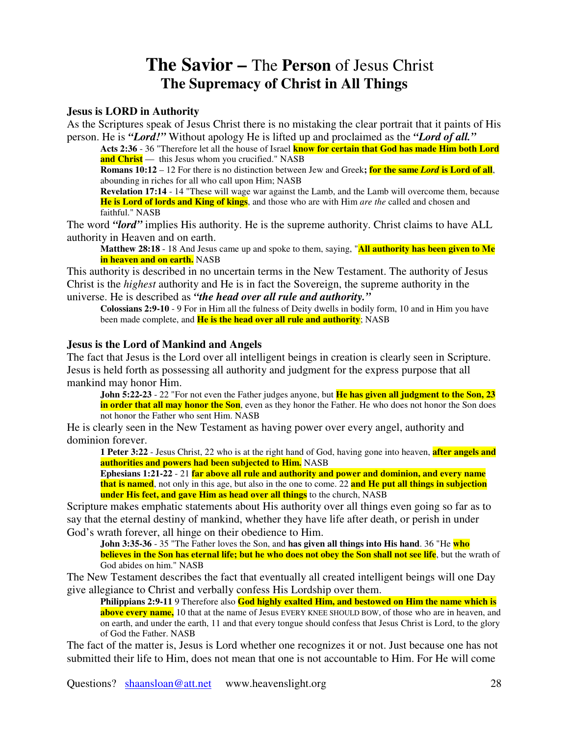# **The Savior –** The **Person** of Jesus Christ
## The Supremacy of Christ in All Things

### Jesus is LORD in Authority

As the Scriptures speak of Jesus Christ there is no mistaking the clear portrait that it paints of His person. He is ***"Lord!"*** Without apology He is lifted up and proclaimed as the ***"Lord of all."***

> **Acts 2:36** - 36 "Therefore let all the house of Israel **know for certain that God has made Him both Lord and Christ** — this Jesus whom you crucified." NASB
>
> **Romans 10:12** – 12 For there is no distinction between Jew and Greek**; for the same *Lord* is Lord of all**, abounding in riches for all who call upon Him; NASB
>
> **Revelation 17:14** - 14 "These will wage war against the Lamb, and the Lamb will overcome them, because **He is Lord of lords and King of kings**, and those who are with Him *are the* called and chosen and faithful." NASB

The word ***"lord"*** implies His authority. He is the supreme authority. Christ claims to have ALL authority in Heaven and on earth.

> **Matthew 28:18** - 18 And Jesus came up and spoke to them, saying, "**All authority has been given to Me in heaven and on earth.** NASB

This authority is described in no uncertain terms in the New Testament. The authority of Jesus Christ is the *highest* authority and He is in fact the Sovereign, the supreme authority in the universe. He is described as ***"the head over all rule and authority."***

> **Colossians 2:9-10** - 9 For in Him all the fulness of Deity dwells in bodily form, 10 and in Him you have been made complete, and **He is the head over all rule and authority**; NASB

### Jesus is the Lord of Mankind and Angels

The fact that Jesus is the Lord over all intelligent beings in creation is clearly seen in Scripture. Jesus is held forth as possessing all authority and judgment for the express purpose that all mankind may honor Him.

> **John 5:22-23** - 22 "For not even the Father judges anyone, but **He has given all judgment to the Son, 23 in order that all may honor the Son**, even as they honor the Father. He who does not honor the Son does not honor the Father who sent Him. NASB

He is clearly seen in the New Testament as having power over every angel, authority and dominion forever.

> **1 Peter 3:22** - Jesus Christ, 22 who is at the right hand of God, having gone into heaven, **after angels and authorities and powers had been subjected to Him.** NASB
>
> **Ephesians 1:21-22** - 21 **far above all rule and authority and power and dominion, and every name that is named**, not only in this age, but also in the one to come. 22 **and He put all things in subjection under His feet, and gave Him as head over all things** to the church, NASB

Scripture makes emphatic statements about His authority over all things even going so far as to say that the eternal destiny of mankind, whether they have life after death, or perish in under God's wrath forever, all hinge on their obedience to Him.

> **John 3:35-36** - 35 "The Father loves the Son, and **has given all things into His hand**. 36 "He **who believes in the Son has eternal life; but he who does not obey the Son shall not see life**, but the wrath of God abides on him." NASB

The New Testament describes the fact that eventually all created intelligent beings will one Day give allegiance to Christ and verbally confess His Lordship over them.

> **Philippians 2:9-11** 9 Therefore also **God highly exalted Him, and bestowed on Him the name which is above every name,** 10 that at the name of Jesus EVERY KNEE SHOULD BOW, of those who are in heaven, and on earth, and under the earth, 11 and that every tongue should confess that Jesus Christ is Lord, to the glory of God the Father. NASB

The fact of the matter is, Jesus is Lord whether one recognizes it or not. Just because one has not submitted their life to Him, does not mean that one is not accountable to Him. For He will come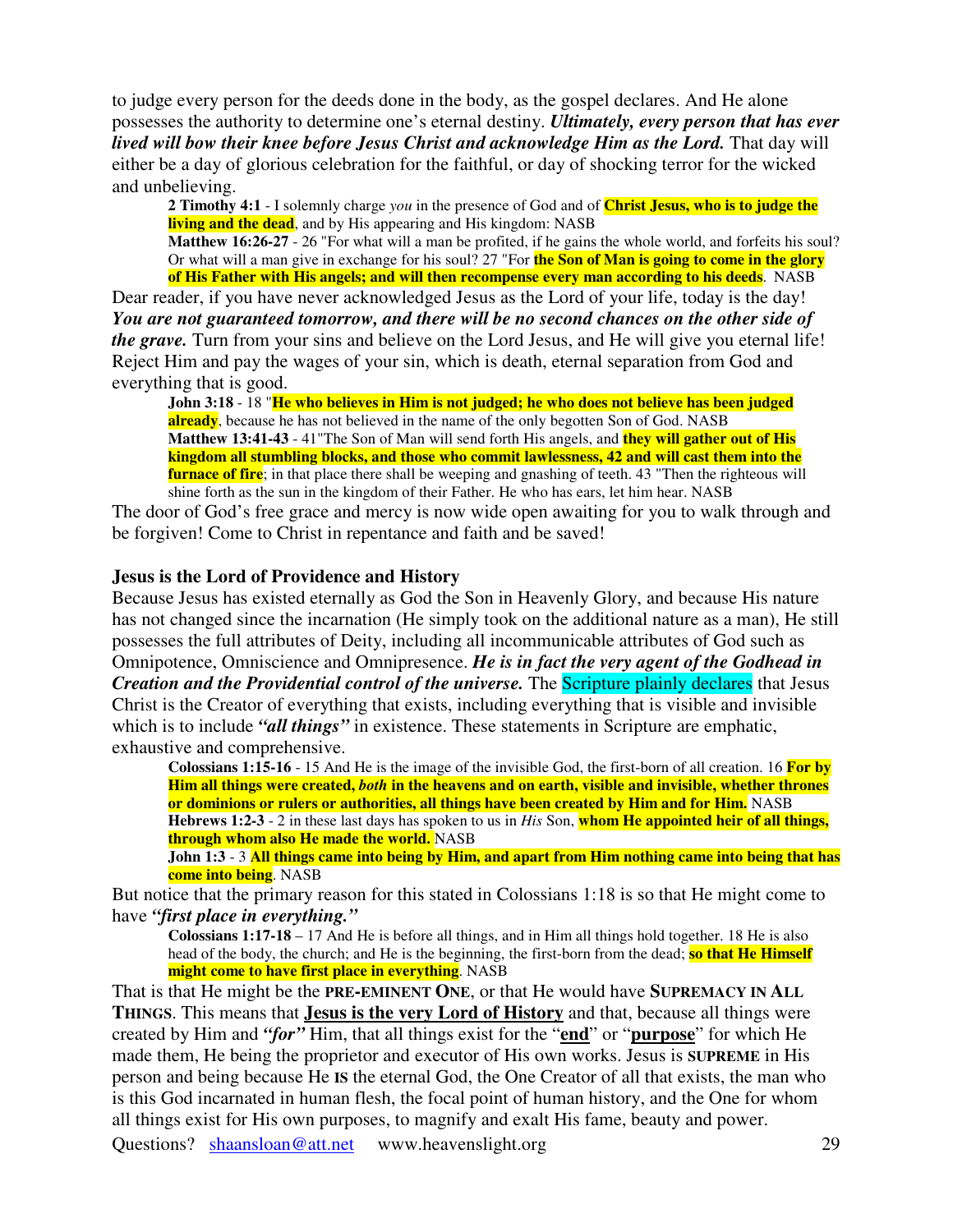to judge every person for the deeds done in the body, as the gospel declares. And He alone possesses the authority to determine one's eternal destiny. ***Ultimately, every person that has ever lived will bow their knee before Jesus Christ and acknowledge Him as the Lord.*** That day will either be a day of glorious celebration for the faithful, or day of shocking terror for the wicked and unbelieving.

> **2 Timothy 4:1** - I solemnly charge *you* in the presence of God and of **Christ Jesus, who is to judge the living and the dead**, and by His appearing and His kingdom: NASB
> **Matthew 16:26-27** - 26 "For what will a man be profited, if he gains the whole world, and forfeits his soul? Or what will a man give in exchange for his soul? 27 "For **the Son of Man is going to come in the glory of His Father with His angels; and will then recompense every man according to his deeds**. NASB

Dear reader, if you have never acknowledged Jesus as the Lord of your life, today is the day! ***You are not guaranteed tomorrow, and there will be no second chances on the other side of the grave.*** Turn from your sins and believe on the Lord Jesus, and He will give you eternal life! Reject Him and pay the wages of your sin, which is death, eternal separation from God and everything that is good.

> **John 3:18** - 18 "**He who believes in Him is not judged; he who does not believe has been judged already**, because he has not believed in the name of the only begotten Son of God. NASB
> **Matthew 13:41-43** - 41"The Son of Man will send forth His angels, and **they will gather out of His kingdom all stumbling blocks, and those who commit lawlessness, 42 and will cast them into the furnace of fire**; in that place there shall be weeping and gnashing of teeth. 43 "Then the righteous will shine forth as the sun in the kingdom of their Father. He who has ears, let him hear. NASB

The door of God's free grace and mercy is now wide open awaiting for you to walk through and be forgiven! Come to Christ in repentance and faith and be saved!

### Jesus is the Lord of Providence and History

Because Jesus has existed eternally as God the Son in Heavenly Glory, and because His nature has not changed since the incarnation (He simply took on the additional nature as a man), He still possesses the full attributes of Deity, including all incommunicable attributes of God such as Omnipotence, Omniscience and Omnipresence. ***He is in fact the very agent of the Godhead in Creation and the Providential control of the universe.*** The Scripture plainly declares that Jesus Christ is the Creator of everything that exists, including everything that is visible and invisible which is to include ***"all things"*** in existence. These statements in Scripture are emphatic, exhaustive and comprehensive.

> **Colossians 1:15-16** - 15 And He is the image of the invisible God, the first-born of all creation. 16 **For by Him all things were created, *both* in the heavens and on earth, visible and invisible, whether thrones or dominions or rulers or authorities, all things have been created by Him and for Him.** NASB
> **Hebrews 1:2-3** - 2 in these last days has spoken to us in *His* Son, **whom He appointed heir of all things, through whom also He made the world.** NASB
> **John 1:3** - 3 **All things came into being by Him, and apart from Him nothing came into being that has come into being**. NASB

But notice that the primary reason for this stated in Colossians 1:18 is so that He might come to have ***"first place in everything."***

> **Colossians 1:17-18** – 17 And He is before all things, and in Him all things hold together. 18 He is also head of the body, the church; and He is the beginning, the first-born from the dead; **so that He Himself might come to have first place in everything**. NASB

That is that He might be the **PRE-EMINENT ONE**, or that He would have **SUPREMACY IN ALL THINGS**. This means that **Jesus is the very Lord of History** and that, because all things were created by Him and ***"for"*** Him, that all things exist for the "**end**" or "**purpose**" for which He made them, He being the proprietor and executor of His own works. Jesus is **SUPREME** in His person and being because He **IS** the eternal God, the One Creator of all that exists, the man who is this God incarnated in human flesh, the focal point of human history, and the One for whom all things exist for His own purposes, to magnify and exalt His fame, beauty and power.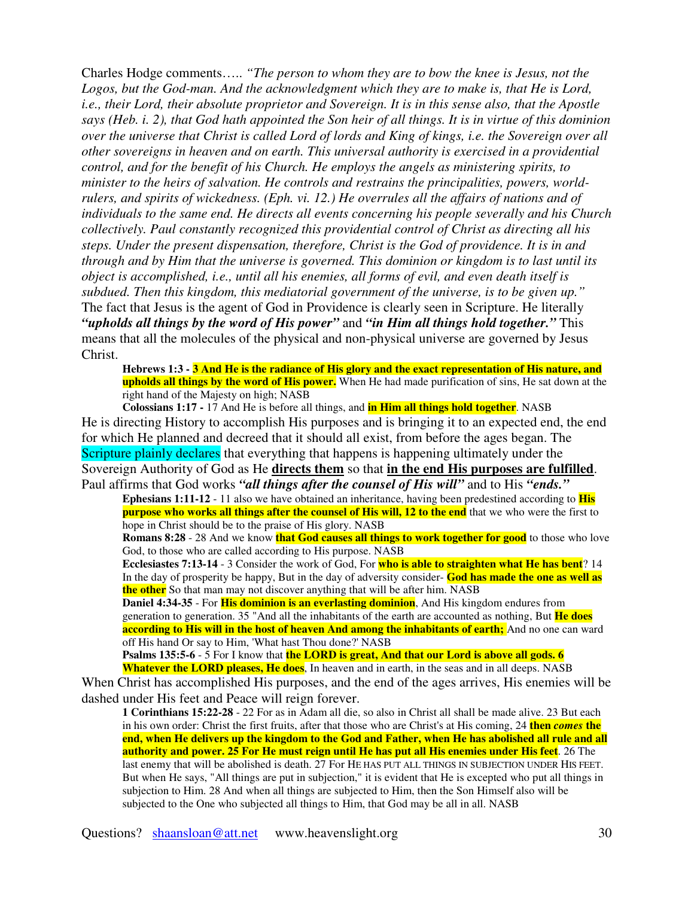Charles Hodge comments….. *"The person to whom they are to bow the knee is Jesus, not the Logos, but the God-man. And the acknowledgment which they are to make is, that He is Lord, i.e., their Lord, their absolute proprietor and Sovereign. It is in this sense also, that the Apostle says (Heb. i. 2), that God hath appointed the Son heir of all things. It is in virtue of this dominion over the universe that Christ is called Lord of lords and King of kings, i.e. the Sovereign over all other sovereigns in heaven and on earth. This universal authority is exercised in a providential control, and for the benefit of his Church. He employs the angels as ministering spirits, to minister to the heirs of salvation. He controls and restrains the principalities, powers, world-rulers, and spirits of wickedness. (Eph. vi. 12.) He overrules all the affairs of nations and of individuals to the same end. He directs all events concerning his people severally and his Church collectively. Paul constantly recognized this providential control of Christ as directing all his steps. Under the present dispensation, therefore, Christ is the God of providence. It is in and through and by Him that the universe is governed. This dominion or kingdom is to last until its object is accomplished, i.e., until all his enemies, all forms of evil, and even death itself is subdued. Then this kingdom, this mediatorial government of the universe, is to be given up."* The fact that Jesus is the agent of God in Providence is clearly seen in Scripture. He literally ***"upholds all things by the word of His power"*** and ***"in Him all things hold together."*** This means that all the molecules of the physical and non-physical universe are governed by Jesus Christ.

> **Hebrews 1:3 - 3 And He is the radiance of His glory and the exact representation of His nature, and upholds all things by the word of His power.** When He had made purification of sins, He sat down at the right hand of the Majesty on high; NASB
>
> **Colossians 1:17 -** 17 And He is before all things, and **in Him all things hold together**. NASB

He is directing History to accomplish His purposes and is bringing it to an expected end, the end for which He planned and decreed that it should all exist, from before the ages began. The Scripture plainly declares that everything that happens is happening ultimately under the Sovereign Authority of God as He **directs them** so that **in the end His purposes are fulfilled**. Paul affirms that God works ***"all things after the counsel of His will"*** and to His ***"ends."***

> **Ephesians 1:11-12** - 11 also we have obtained an inheritance, having been predestined according to **His purpose who works all things after the counsel of His will, 12 to the end** that we who were the first to hope in Christ should be to the praise of His glory. NASB
>
> **Romans 8:28** - 28 And we know **that God causes all things to work together for good** to those who love God, to those who are called according to His purpose. NASB
>
> **Ecclesiastes 7:13-14** - 3 Consider the work of God, For **who is able to straighten what He has bent**? 14 In the day of prosperity be happy, But in the day of adversity consider- **God has made the one as well as the other** So that man may not discover anything that will be after him. NASB
>
> **Daniel 4:34-35** - For **His dominion is an everlasting dominion**, And His kingdom endures from generation to generation. 35 "And all the inhabitants of the earth are accounted as nothing, But **He does according to His will in the host of heaven And among the inhabitants of earth;** And no one can ward off His hand Or say to Him, 'What hast Thou done?' NASB
>
> **Psalms 135:5-6** - 5 For I know that **the LORD is great, And that our Lord is above all gods. 6 Whatever the LORD pleases, He does**, In heaven and in earth, in the seas and in all deeps. NASB

When Christ has accomplished His purposes, and the end of the ages arrives, His enemies will be dashed under His feet and Peace will reign forever.

> **1 Corinthians 15:22-28** - 22 For as in Adam all die, so also in Christ all shall be made alive. 23 But each in his own order: Christ the first fruits, after that those who are Christ's at His coming, 24 **then *comes* the end, when He delivers up the kingdom to the God and Father, when He has abolished all rule and all authority and power. 25 For He must reign until He has put all His enemies under His feet**. 26 The last enemy that will be abolished is death. 27 For HE HAS PUT ALL THINGS IN SUBJECTION UNDER HIS FEET. But when He says, "All things are put in subjection," it is evident that He is excepted who put all things in subjection to Him. 28 And when all things are subjected to Him, then the Son Himself also will be subjected to the One who subjected all things to Him, that God may be all in all. NASB

Questions? shaansloan@att.net www.heavenslight.org